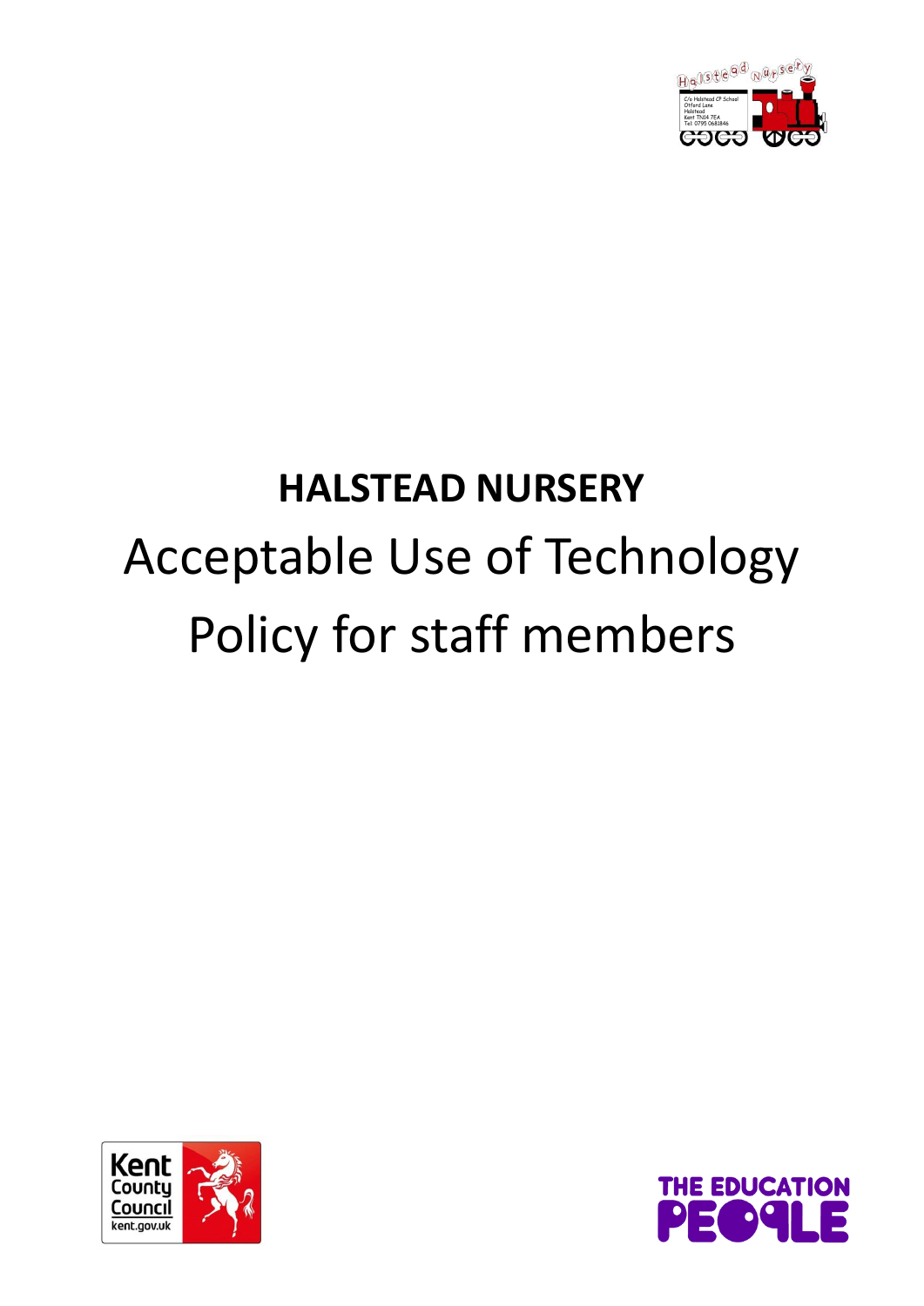# HALSTEAD NURSERY

# Acceptable Use of Technology Policy for staff members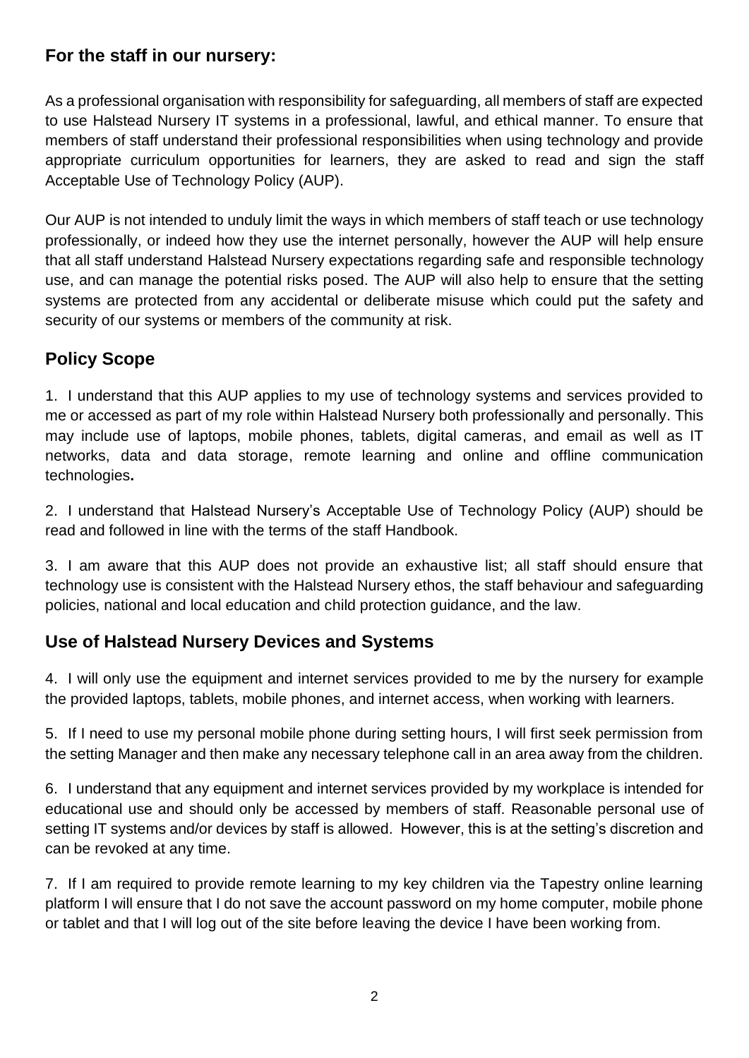## For the staff in our nursery:

As a professional organisation with responsibility for safeguarding, all members of staff are expected to use Halstead Nursery IT systems in a professional, lawful, and ethical manner. To ensure that members of staff understand their professional responsibilities when using technology and provide appropriate curriculum opportunities for learners, they are asked to read and sign the staff Acceptable Use of Technology Policy (AUP).

Our AUP is not intended to unduly limit the ways in which members of staff teach or use technology professionally, or indeed how they use the internet personally, however the AUP will help ensure that all staff understand Halstead Nursery expectations regarding safe and responsible technology use, and can manage the potential risks posed. The AUP will also help to ensure that the setting systems are protected from any accidental or deliberate misuse which could put the safety and security of our systems or members of the community at risk.

## Policy Scope

1. I understand that this AUP applies to my use of technology systems and services provided to me or accessed as part of my role within Halstead Nursery both professionally and personally. This may include use of laptops, mobile phones, tablets, digital cameras, and email as well as IT networks, data and data storage, remote learning and online and offline communication technologies**.**

2. I understand that Halstead Nursery's Acceptable Use of Technology Policy (AUP) should be read and followed in line with the terms of the staff Handbook.

3. I am aware that this AUP does not provide an exhaustive list; all staff should ensure that technology use is consistent with the Halstead Nursery ethos, the staff behaviour and safeguarding policies, national and local education and child protection guidance, and the law.

## Use of Halstead Nursery Devices and Systems

4. I will only use the equipment and internet services provided to me by the nursery for example the provided laptops, tablets, mobile phones, and internet access, when working with learners.

5. If I need to use my personal mobile phone during setting hours, I will first seek permission from the setting Manager and then make any necessary telephone call in an area away from the children.

6. I understand that any equipment and internet services provided by my workplace is intended for educational use and should only be accessed by members of staff. Reasonable personal use of setting IT systems and/or devices by staff is allowed. However, this is at the setting's discretion and can be revoked at any time.

7. If I am required to provide remote learning to my key children via the Tapestry online learning platform I will ensure that I do not save the account password on my home computer, mobile phone or tablet and that I will log out of the site before leaving the device I have been working from.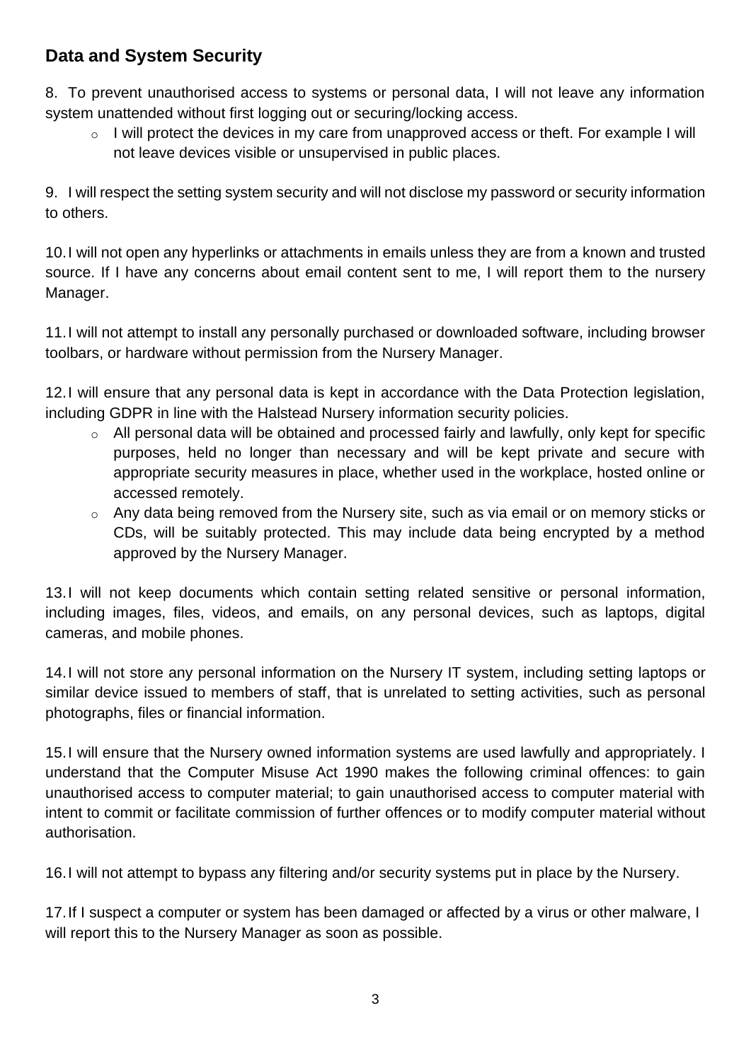## Data and System Security

8. To prevent unauthorised access to systems or personal data, I will not leave any information system unattended without first logging out or securing/locking access.
    - I will protect the devices in my care from unapproved access or theft. For example I will not leave devices visible or unsupervised in public places.

9. I will respect the setting system security and will not disclose my password or security information to others.

10. I will not open any hyperlinks or attachments in emails unless they are from a known and trusted source. If I have any concerns about email content sent to me, I will report them to the nursery Manager.

11. I will not attempt to install any personally purchased or downloaded software, including browser toolbars, or hardware without permission from the Nursery Manager.

12. I will ensure that any personal data is kept in accordance with the Data Protection legislation, including GDPR in line with the Halstead Nursery information security policies.
    - All personal data will be obtained and processed fairly and lawfully, only kept for specific purposes, held no longer than necessary and will be kept private and secure with appropriate security measures in place, whether used in the workplace, hosted online or accessed remotely.
    - Any data being removed from the Nursery site, such as via email or on memory sticks or CDs, will be suitably protected. This may include data being encrypted by a method approved by the Nursery Manager.

13. I will not keep documents which contain setting related sensitive or personal information, including images, files, videos, and emails, on any personal devices, such as laptops, digital cameras, and mobile phones.

14. I will not store any personal information on the Nursery IT system, including setting laptops or similar device issued to members of staff, that is unrelated to setting activities, such as personal photographs, files or financial information.

15. I will ensure that the Nursery owned information systems are used lawfully and appropriately. I understand that the Computer Misuse Act 1990 makes the following criminal offences: to gain unauthorised access to computer material; to gain unauthorised access to computer material with intent to commit or facilitate commission of further offences or to modify computer material without authorisation.

16. I will not attempt to bypass any filtering and/or security systems put in place by the Nursery.

17. If I suspect a computer or system has been damaged or affected by a virus or other malware, I will report this to the Nursery Manager as soon as possible.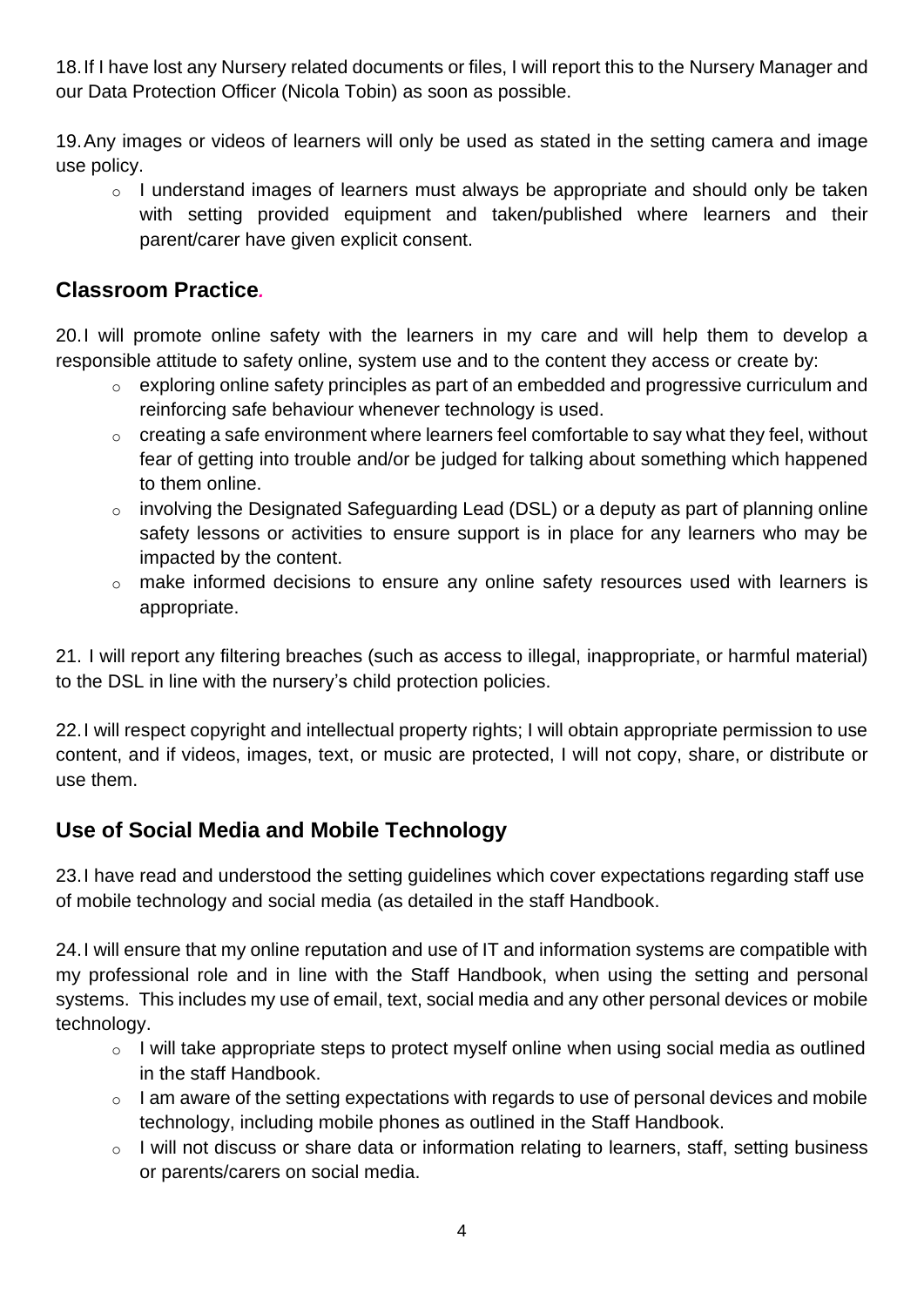18. If I have lost any Nursery related documents or files, I will report this to the Nursery Manager and our Data Protection Officer (Nicola Tobin) as soon as possible.

19. Any images or videos of learners will only be used as stated in the setting camera and image use policy.
   - I understand images of learners must always be appropriate and should only be taken with setting provided equipment and taken/published where learners and their parent/carer have given explicit consent.

## Classroom Practice.

20. I will promote online safety with the learners in my care and will help them to develop a responsible attitude to safety online, system use and to the content they access or create by:
   - exploring online safety principles as part of an embedded and progressive curriculum and reinforcing safe behaviour whenever technology is used.
   - creating a safe environment where learners feel comfortable to say what they feel, without fear of getting into trouble and/or be judged for talking about something which happened to them online.
   - involving the Designated Safeguarding Lead (DSL) or a deputy as part of planning online safety lessons or activities to ensure support is in place for any learners who may be impacted by the content.
   - make informed decisions to ensure any online safety resources used with learners is appropriate.

21. I will report any filtering breaches (such as access to illegal, inappropriate, or harmful material) to the DSL in line with the nursery's child protection policies.

22. I will respect copyright and intellectual property rights; I will obtain appropriate permission to use content, and if videos, images, text, or music are protected, I will not copy, share, or distribute or use them.

## Use of Social Media and Mobile Technology

23. I have read and understood the setting guidelines which cover expectations regarding staff use of mobile technology and social media (as detailed in the staff Handbook.

24. I will ensure that my online reputation and use of IT and information systems are compatible with my professional role and in line with the Staff Handbook, when using the setting and personal systems. This includes my use of email, text, social media and any other personal devices or mobile technology.
   - I will take appropriate steps to protect myself online when using social media as outlined in the staff Handbook.
   - I am aware of the setting expectations with regards to use of personal devices and mobile technology, including mobile phones as outlined in the Staff Handbook.
   - I will not discuss or share data or information relating to learners, staff, setting business or parents/carers on social media.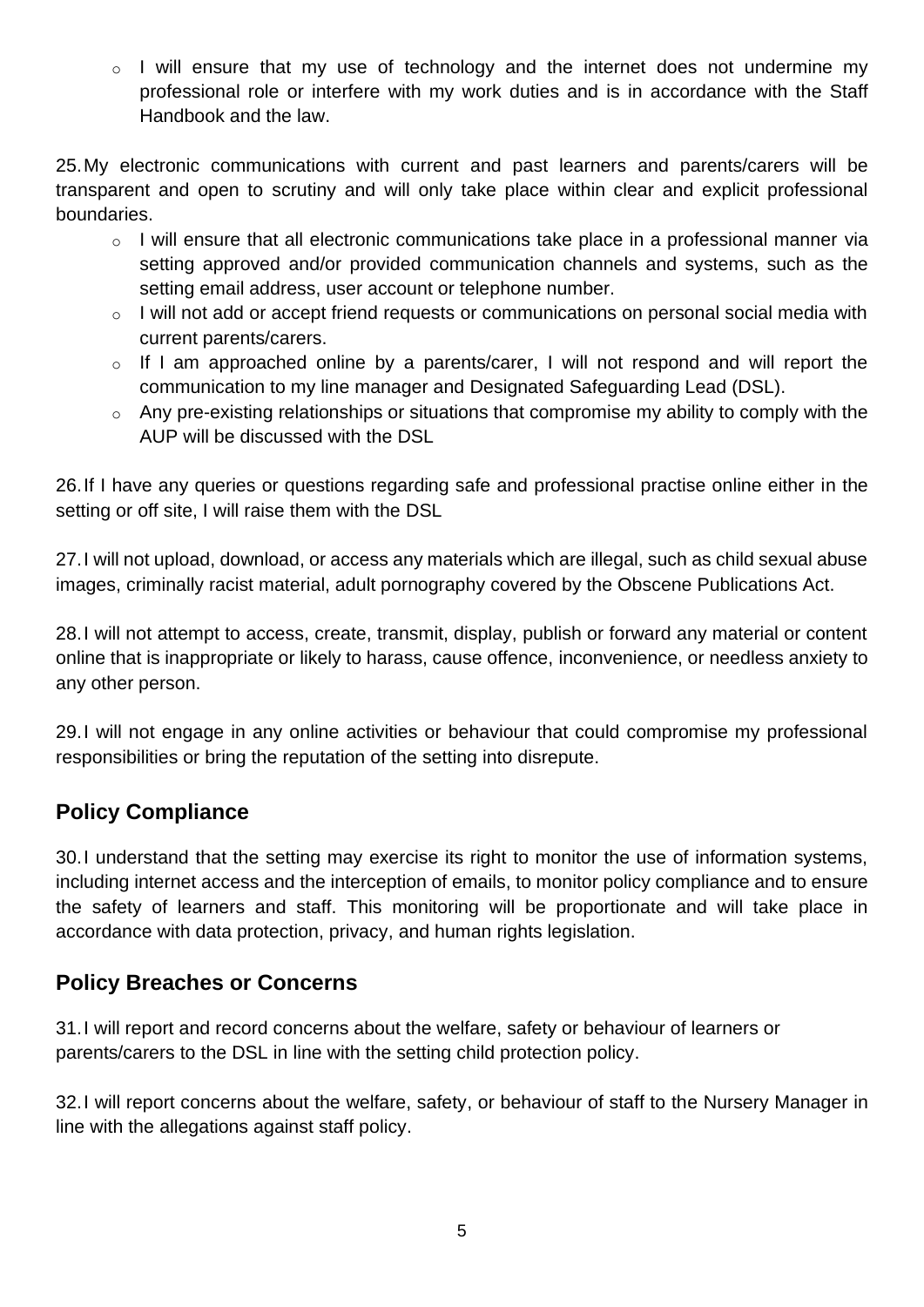- I will ensure that my use of technology and the internet does not undermine my professional role or interfere with my work duties and is in accordance with the Staff Handbook and the law.

25. My electronic communications with current and past learners and parents/carers will be transparent and open to scrutiny and will only take place within clear and explicit professional boundaries.
    - I will ensure that all electronic communications take place in a professional manner via setting approved and/or provided communication channels and systems, such as the setting email address, user account or telephone number.
    - I will not add or accept friend requests or communications on personal social media with current parents/carers.
    - If I am approached online by a parents/carer, I will not respond and will report the communication to my line manager and Designated Safeguarding Lead (DSL).
    - Any pre-existing relationships or situations that compromise my ability to comply with the AUP will be discussed with the DSL

26. If I have any queries or questions regarding safe and professional practise online either in the setting or off site, I will raise them with the DSL

27. I will not upload, download, or access any materials which are illegal, such as child sexual abuse images, criminally racist material, adult pornography covered by the Obscene Publications Act.

28. I will not attempt to access, create, transmit, display, publish or forward any material or content online that is inappropriate or likely to harass, cause offence, inconvenience, or needless anxiety to any other person.

29. I will not engage in any online activities or behaviour that could compromise my professional responsibilities or bring the reputation of the setting into disrepute.

## Policy Compliance

30. I understand that the setting may exercise its right to monitor the use of information systems, including internet access and the interception of emails, to monitor policy compliance and to ensure the safety of learners and staff. This monitoring will be proportionate and will take place in accordance with data protection, privacy, and human rights legislation.

## Policy Breaches or Concerns

31. I will report and record concerns about the welfare, safety or behaviour of learners or parents/carers to the DSL in line with the setting child protection policy.

32. I will report concerns about the welfare, safety, or behaviour of staff to the Nursery Manager in line with the allegations against staff policy.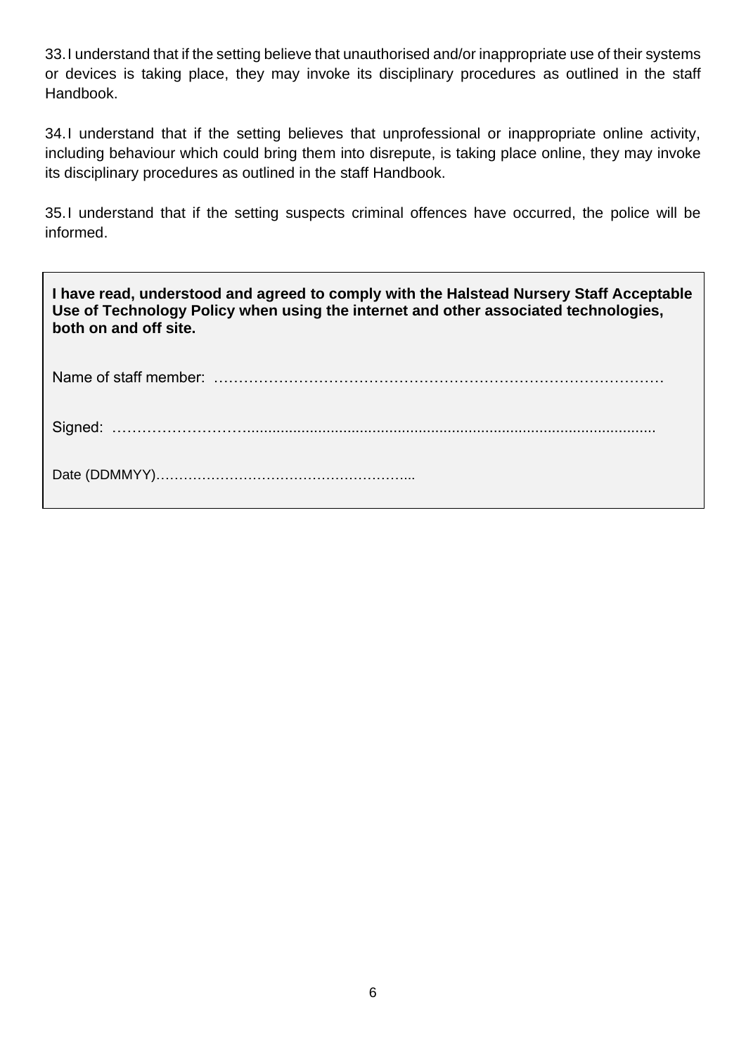33. I understand that if the setting believe that unauthorised and/or inappropriate use of their systems or devices is taking place, they may invoke its disciplinary procedures as outlined in the staff Handbook.

34. I understand that if the setting believes that unprofessional or inappropriate online activity, including behaviour which could bring them into disrepute, is taking place online, they may invoke its disciplinary procedures as outlined in the staff Handbook.

35. I understand that if the setting suspects criminal offences have occurred, the police will be informed.

**I have read, understood and agreed to comply with the Halstead Nursery Staff Acceptable Use of Technology Policy when using the internet and other associated technologies, both on and off site.**

Name of staff member: ………………………………………………………………………………

Signed: ……………………….................................................................................................

Date (DDMMYY)………………………………………………...